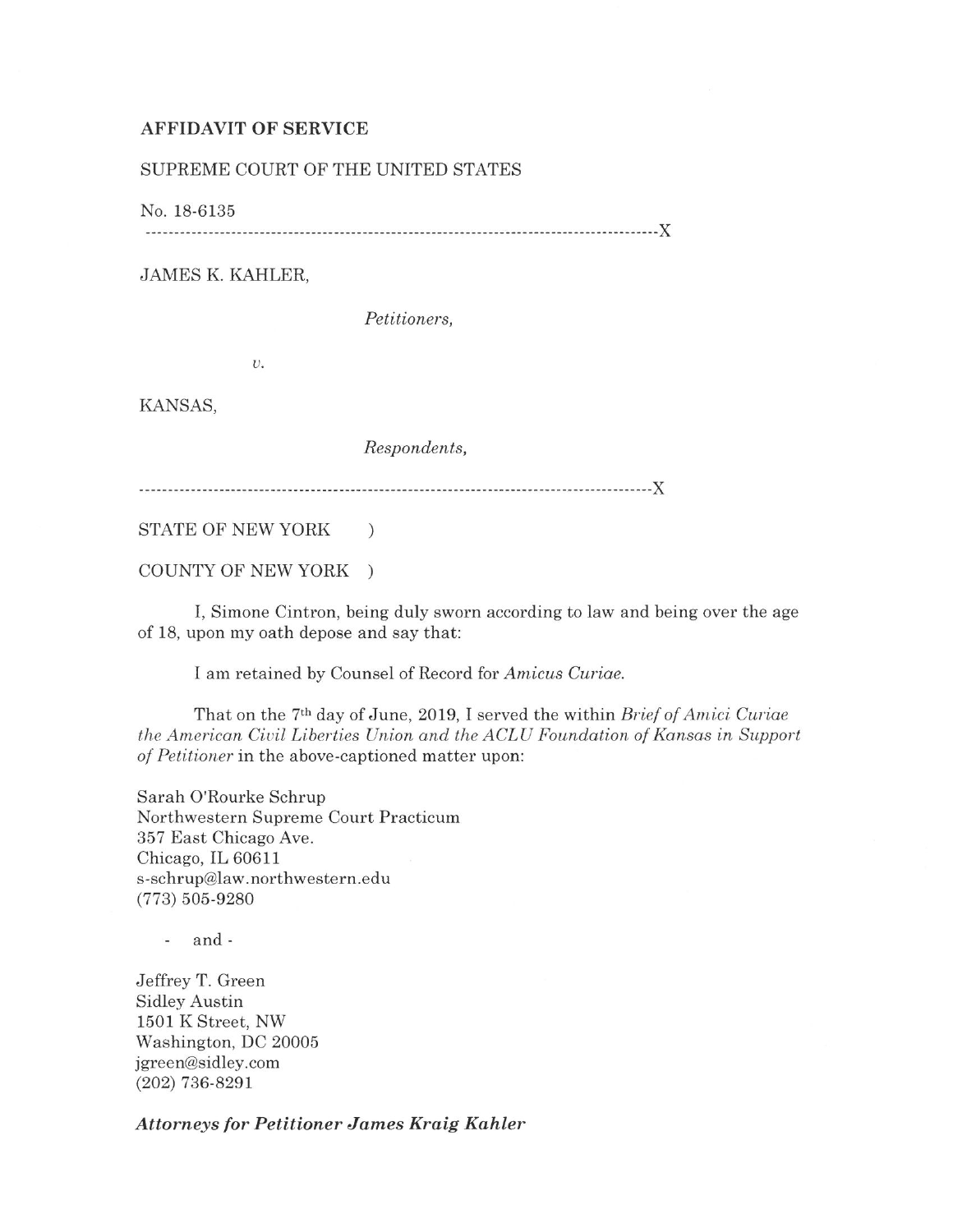**AFFIDAVIT OF SERVICE**

SUPREME COURT OF THE UNITED STATES

No. 18-6135

------------------------------------------------------------------------------------------X

JAMES K. KAHLER,

*Petitioners,*

*v.*

KANSAS,

*Respondents,*

------------------------------------------------------------------------------------------X

STATE OF NEW YORK )

COUNTY OF NEW YORK )

I, Simone Cintron, being duly sworn according to law and being over the age of 18, upon my oath depose and say that:

I am retained by Counsel of Record for *Amicus Curiae.*

That on the 7th day of June, 2019, I served the within *Brief of Amici Curiae the American Civil Liberties Union and the ACLU Foundation of Kansas in Support of Petitioner* in the above-captioned matter upon:

Sarah O'Rourke Schrup
Northwestern Supreme Court Practicum
357 East Chicago Ave.
Chicago, IL 60611
s-schrup@law.northwestern.edu
(773) 505-9280

- and -

Jeffrey T. Green
Sidley Austin
1501 K Street, NW
Washington, DC 20005
jgreen@sidley.com
(202) 736-8291

***Attorneys for Petitioner James Kraig Kahler***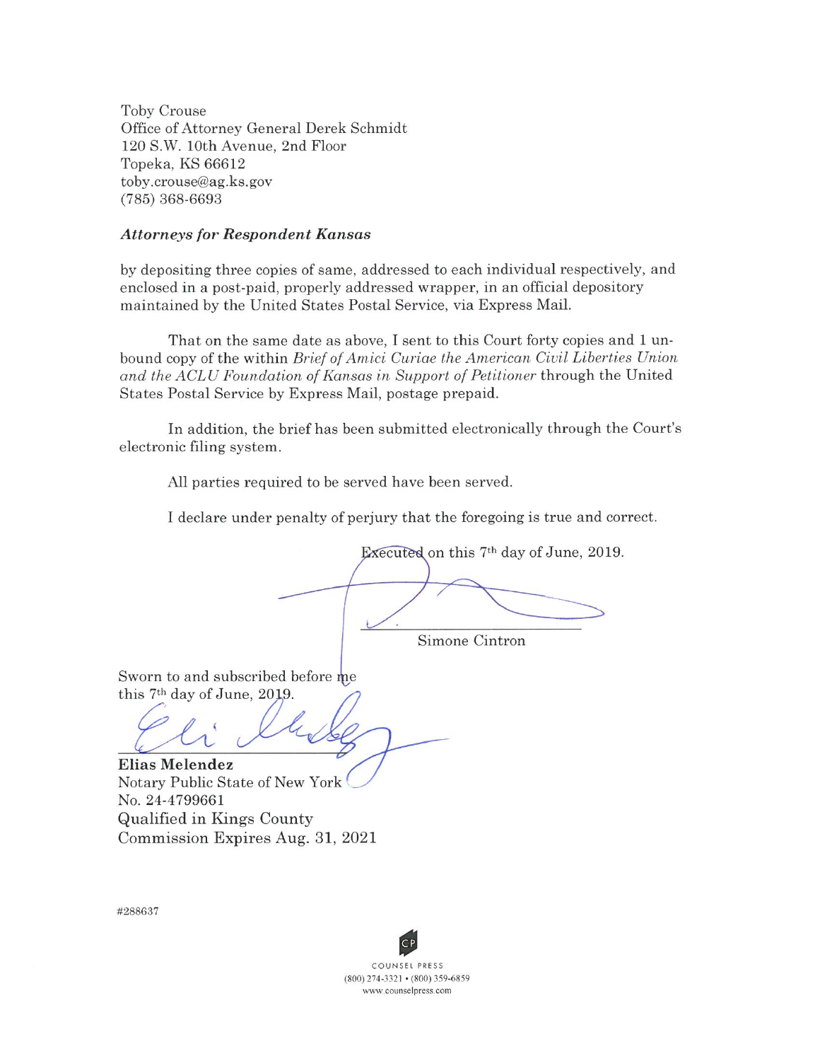Toby Crouse
Office of Attorney General Derek Schmidt
120 S.W. 10th Avenue, 2nd Floor
Topeka, KS 66612
toby.crouse@ag.ks.gov
(785) 368-6693

***Attorneys for Respondent Kansas***

by depositing three copies of same, addressed to each individual respectively, and enclosed in a post-paid, properly addressed wrapper, in an official depository maintained by the United States Postal Service, via Express Mail.

That on the same date as above, I sent to this Court forty copies and 1 unbound copy of the within *Brief of Amici Curiae the American Civil Liberties Union and the ACLU Foundation of Kansas in Support of Petitioner* through the United States Postal Service by Express Mail, postage prepaid.

In addition, the brief has been submitted electronically through the Court's electronic filing system.

All parties required to be served have been served.

I declare under penalty of perjury that the foregoing is true and correct.

Executed on this 7th day of June, 2019.

Simone Cintron

Sworn to and subscribed before me
this 7th day of June, 2019.

**Elias Melendez**
Notary Public State of New York
No. 24-4799661
Qualified in Kings County
Commission Expires Aug. 31, 2021

#288637

COUNSEL PRESS
(800) 274-3321 • (800) 359-6859
www.counselpress.com